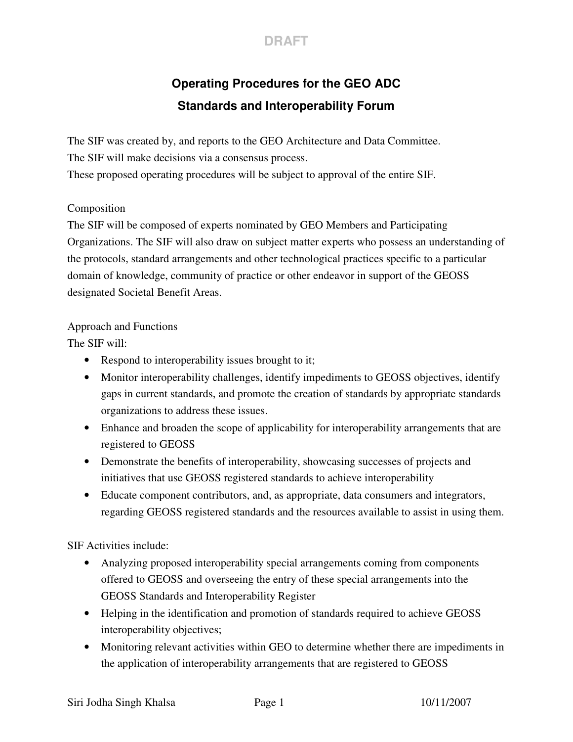DRAFT

# Operating Procedures for the GEO ADC Standards and Interoperability Forum

The SIF was created by, and reports to the GEO Architecture and Data Committee.
The SIF will make decisions via a consensus process.
These proposed operating procedures will be subject to approval of the entire SIF.

## Composition

The SIF will be composed of experts nominated by GEO Members and Participating Organizations. The SIF will also draw on subject matter experts who possess an understanding of the protocols, standard arrangements and other technological practices specific to a particular domain of knowledge, community of practice or other endeavor in support of the GEOSS designated Societal Benefit Areas.

## Approach and Functions

The SIF will:

- Respond to interoperability issues brought to it;
- Monitor interoperability challenges, identify impediments to GEOSS objectives, identify gaps in current standards, and promote the creation of standards by appropriate standards organizations to address these issues.
- Enhance and broaden the scope of applicability for interoperability arrangements that are registered to GEOSS
- Demonstrate the benefits of interoperability, showcasing successes of projects and initiatives that use GEOSS registered standards to achieve interoperability
- Educate component contributors, and, as appropriate, data consumers and integrators, regarding GEOSS registered standards and the resources available to assist in using them.

SIF Activities include:

- Analyzing proposed interoperability special arrangements coming from components offered to GEOSS and overseeing the entry of these special arrangements into the GEOSS Standards and Interoperability Register
- Helping in the identification and promotion of standards required to achieve GEOSS interoperability objectives;
- Monitoring relevant activities within GEO to determine whether there are impediments in the application of interoperability arrangements that are registered to GEOSS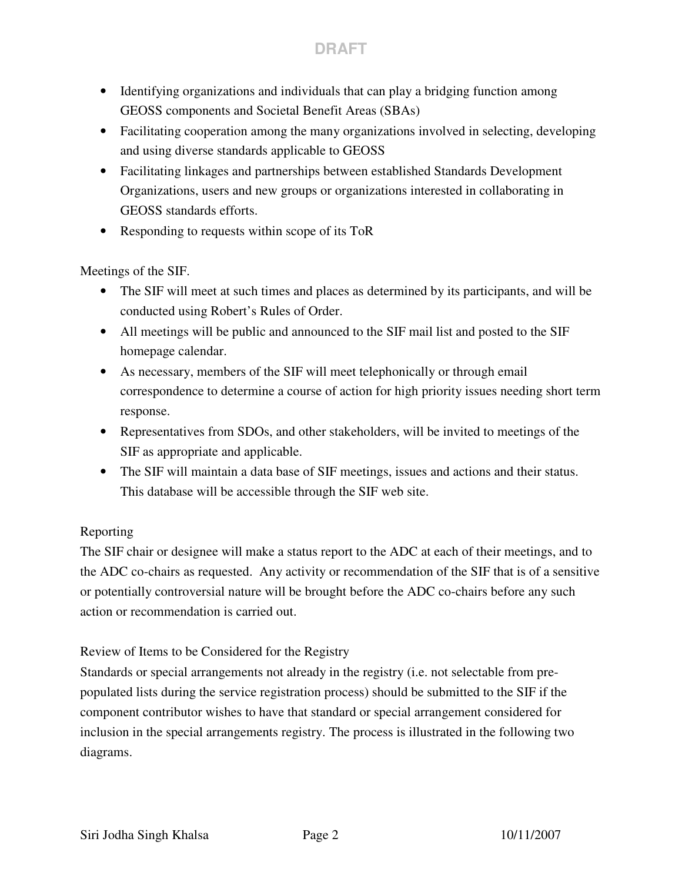- Identifying organizations and individuals that can play a bridging function among GEOSS components and Societal Benefit Areas (SBAs)
- Facilitating cooperation among the many organizations involved in selecting, developing and using diverse standards applicable to GEOSS
- Facilitating linkages and partnerships between established Standards Development Organizations, users and new groups or organizations interested in collaborating in GEOSS standards efforts.
- Responding to requests within scope of its ToR

Meetings of the SIF.

- The SIF will meet at such times and places as determined by its participants, and will be conducted using Robert's Rules of Order.
- All meetings will be public and announced to the SIF mail list and posted to the SIF homepage calendar.
- As necessary, members of the SIF will meet telephonically or through email correspondence to determine a course of action for high priority issues needing short term response.
- Representatives from SDOs, and other stakeholders, will be invited to meetings of the SIF as appropriate and applicable.
- The SIF will maintain a data base of SIF meetings, issues and actions and their status. This database will be accessible through the SIF web site.

Reporting

The SIF chair or designee will make a status report to the ADC at each of their meetings, and to the ADC co-chairs as requested. Any activity or recommendation of the SIF that is of a sensitive or potentially controversial nature will be brought before the ADC co-chairs before any such action or recommendation is carried out.

Review of Items to be Considered for the Registry

Standards or special arrangements not already in the registry (i.e. not selectable from pre-populated lists during the service registration process) should be submitted to the SIF if the component contributor wishes to have that standard or special arrangement considered for inclusion in the special arrangements registry. The process is illustrated in the following two diagrams.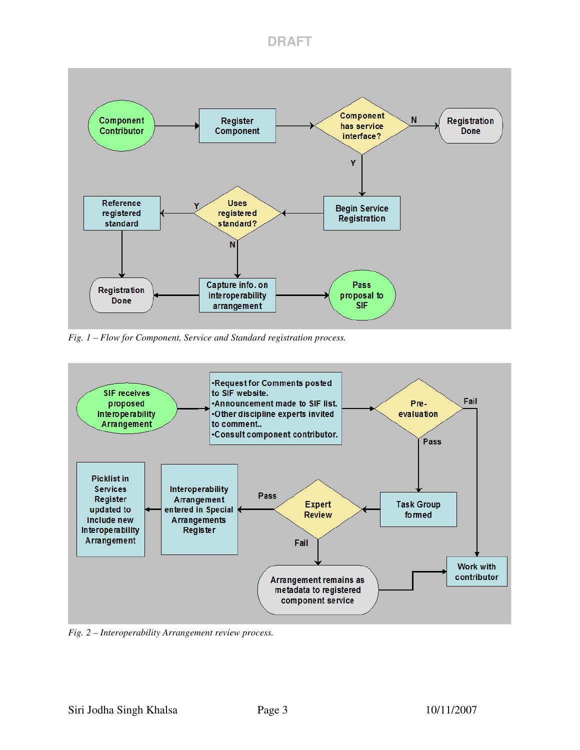*Fig. 1 – Flow for Component, Service and Standard registration process.*

*Fig. 2 – Interoperability Arrangement review process.*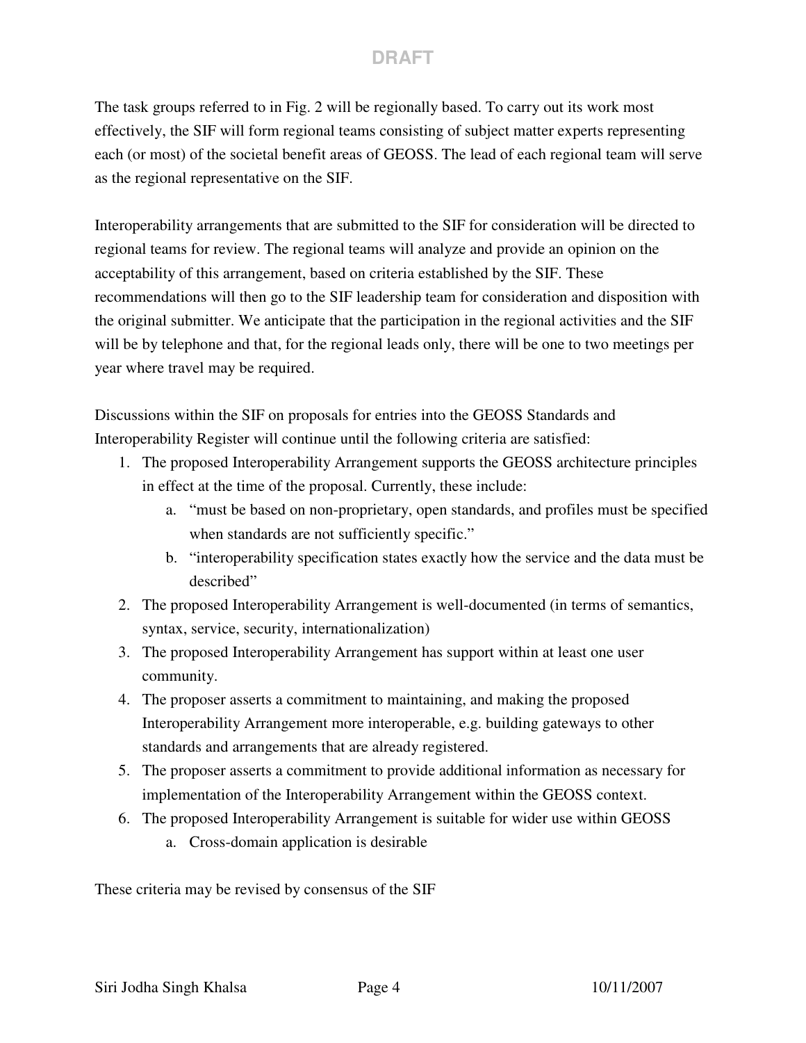The task groups referred to in Fig. 2 will be regionally based. To carry out its work most effectively, the SIF will form regional teams consisting of subject matter experts representing each (or most) of the societal benefit areas of GEOSS. The lead of each regional team will serve as the regional representative on the SIF.

Interoperability arrangements that are submitted to the SIF for consideration will be directed to regional teams for review. The regional teams will analyze and provide an opinion on the acceptability of this arrangement, based on criteria established by the SIF. These recommendations will then go to the SIF leadership team for consideration and disposition with the original submitter. We anticipate that the participation in the regional activities and the SIF will be by telephone and that, for the regional leads only, there will be one to two meetings per year where travel may be required.

Discussions within the SIF on proposals for entries into the GEOSS Standards and Interoperability Register will continue until the following criteria are satisfied:

1. The proposed Interoperability Arrangement supports the GEOSS architecture principles in effect at the time of the proposal. Currently, these include:
    a. "must be based on non-proprietary, open standards, and profiles must be specified when standards are not sufficiently specific."
    b. "interoperability specification states exactly how the service and the data must be described"
2. The proposed Interoperability Arrangement is well-documented (in terms of semantics, syntax, service, security, internationalization)
3. The proposed Interoperability Arrangement has support within at least one user community.
4. The proposer asserts a commitment to maintaining, and making the proposed Interoperability Arrangement more interoperable, e.g. building gateways to other standards and arrangements that are already registered.
5. The proposer asserts a commitment to provide additional information as necessary for implementation of the Interoperability Arrangement within the GEOSS context.
6. The proposed Interoperability Arrangement is suitable for wider use within GEOSS
    a. Cross-domain application is desirable

These criteria may be revised by consensus of the SIF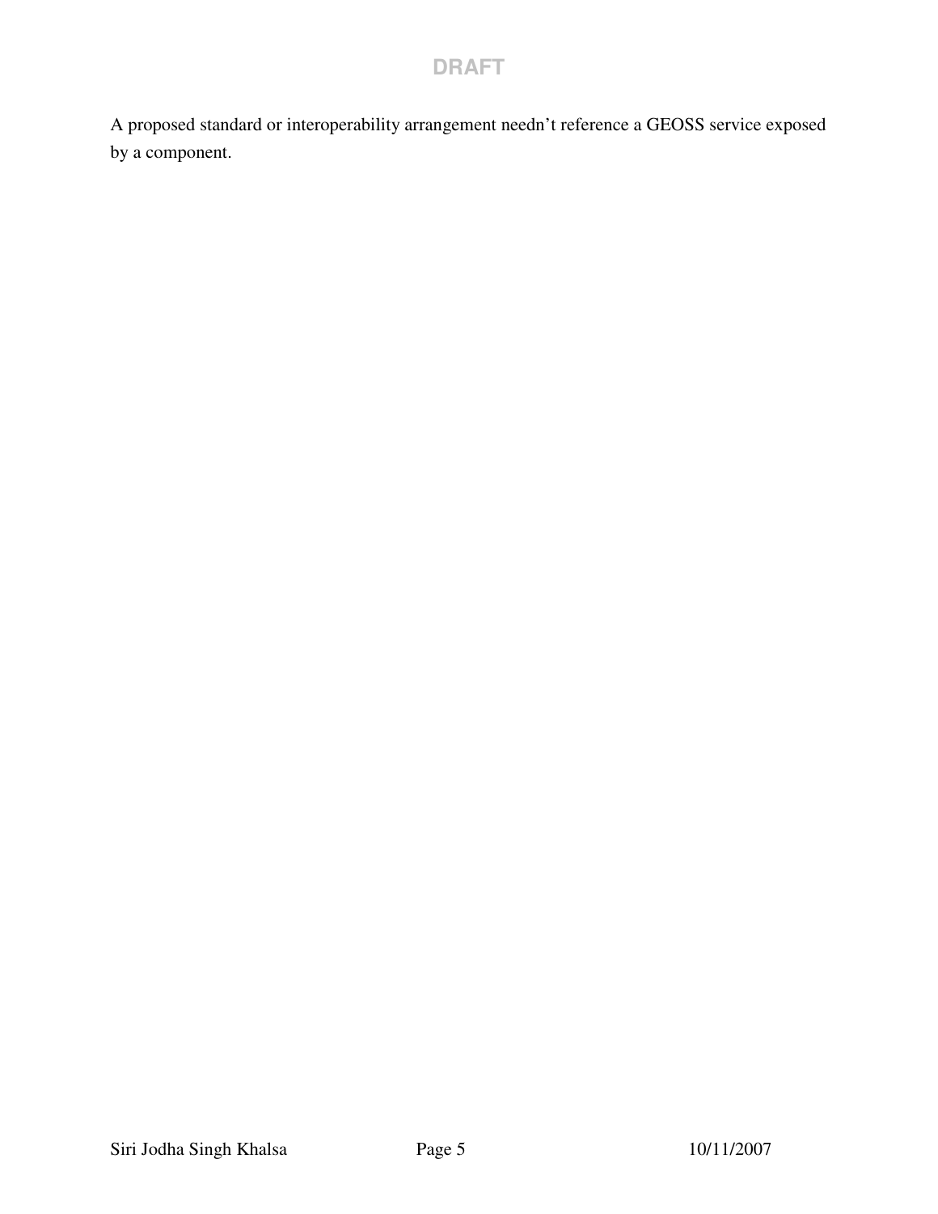A proposed standard or interoperability arrangement needn't reference a GEOSS service exposed by a component.